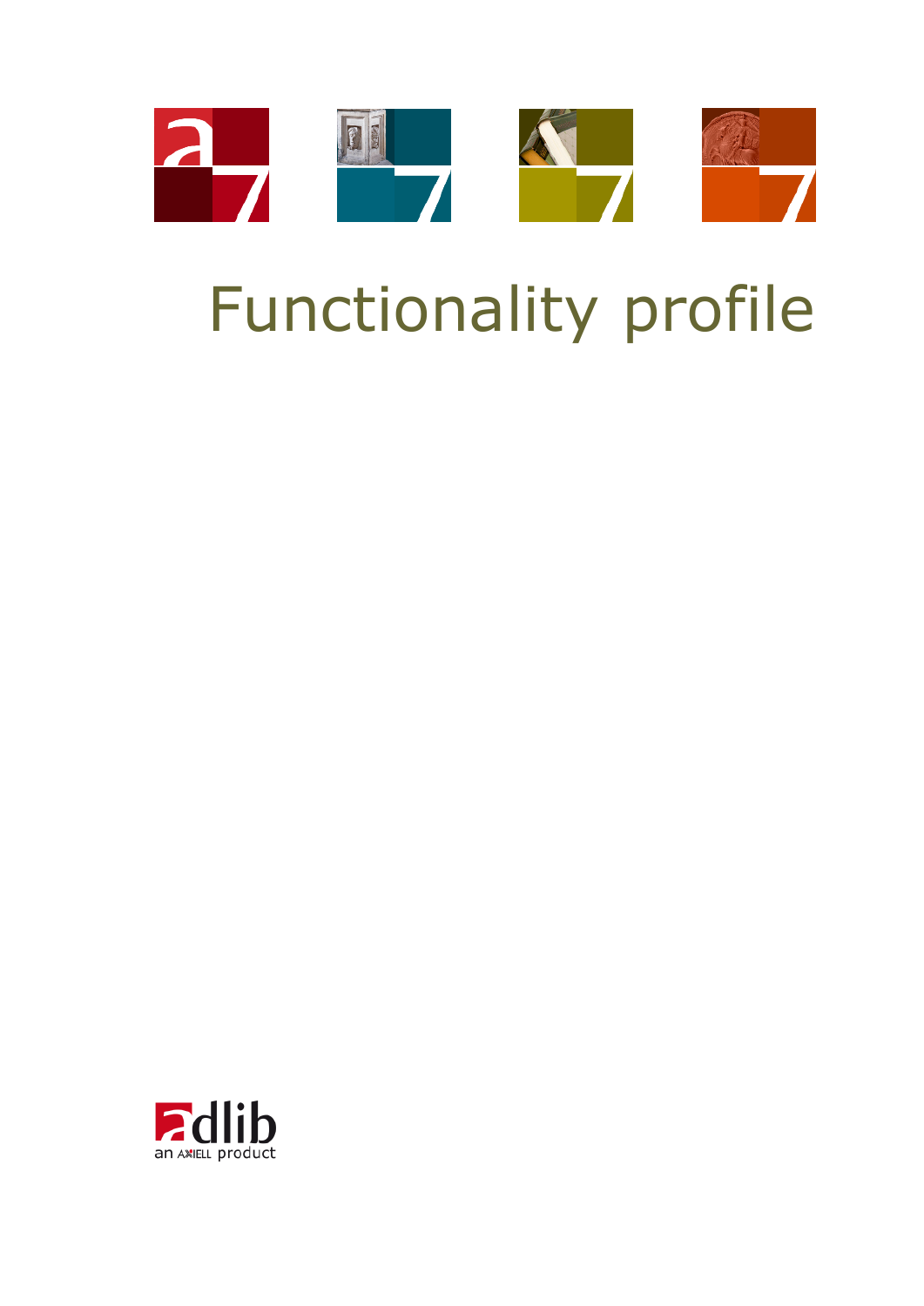# Functionality profile

adlib
an AXIELL product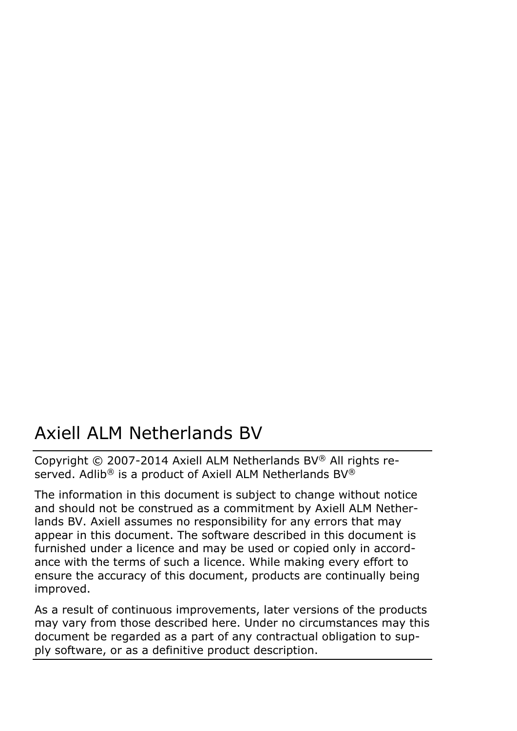# Axiell ALM Netherlands BV

Copyright © 2007-2014 Axiell ALM Netherlands BV® All rights reserved. Adlib® is a product of Axiell ALM Netherlands BV®

The information in this document is subject to change without notice and should not be construed as a commitment by Axiell ALM Netherlands BV. Axiell assumes no responsibility for any errors that may appear in this document. The software described in this document is furnished under a licence and may be used or copied only in accordance with the terms of such a licence. While making every effort to ensure the accuracy of this document, products are continually being improved.

As a result of continuous improvements, later versions of the products may vary from those described here. Under no circumstances may this document be regarded as a part of any contractual obligation to supply software, or as a definitive product description.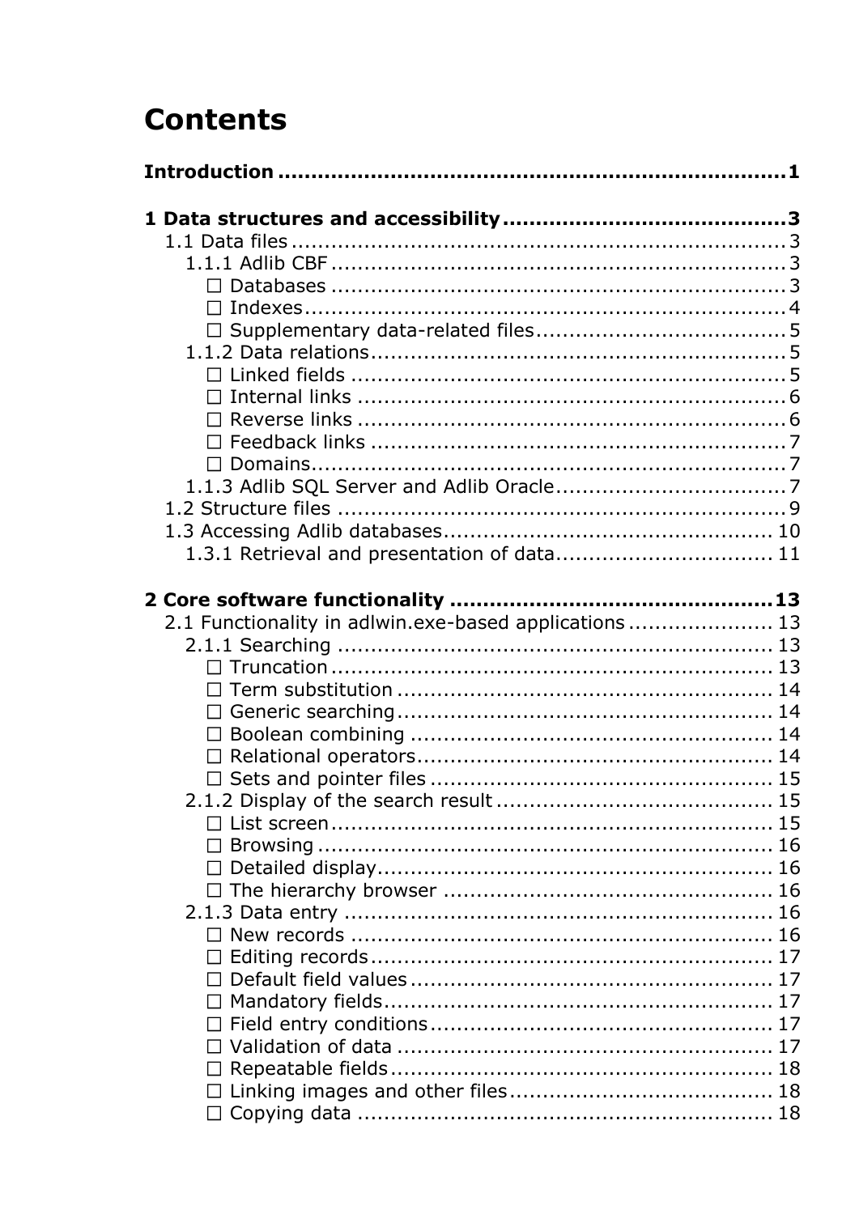# Contents

**Introduction ........................................................................ 1**

**1 Data structures and accessibility ........................................ 3**

1.1 Data files ........................................................................ 3

1.1.1 Adlib CBF ...................................................................... 3

□ Databases ........................................................................ 3

□ Indexes ............................................................................ 4

□ Supplementary data-related files ......................................... 5

1.1.2 Data relations ................................................................ 5

□ Linked fields ..................................................................... 5

□ Internal links .................................................................... 6

□ Reverse links .................................................................... 6

□ Feedback links .................................................................. 7

□ Domains ........................................................................... 7

1.1.3 Adlib SQL Server and Adlib Oracle ................................... 7

1.2 Structure files ................................................................... 9

1.3 Accessing Adlib databases ................................................ 10

1.3.1 Retrieval and presentation of data .................................. 11

**2 Core software functionality ................................................ 13**

2.1 Functionality in adlwin.exe-based applications ...................... 13

2.1.1 Searching ..................................................................... 13

□ Truncation ....................................................................... 13

□ Term substitution ............................................................. 14

□ Generic searching ............................................................. 14

□ Boolean combining ........................................................... 14

□ Relational operators ......................................................... 14

□ Sets and pointer files ........................................................ 15

2.1.2 Display of the search result ........................................... 15

□ List screen ....................................................................... 15

□ Browsing ......................................................................... 16

□ Detailed display ................................................................ 16

□ The hierarchy browser ...................................................... 16

2.1.3 Data entry .................................................................... 16

□ New records .................................................................... 16

□ Editing records ................................................................. 17

□ Default field values ........................................................... 17

□ Mandatory fields ............................................................... 17

□ Field entry conditions ........................................................ 17

□ Validation of data ............................................................. 17

□ Repeatable fields .............................................................. 18

□ Linking images and other files ........................................... 18

□ Copying data .................................................................... 18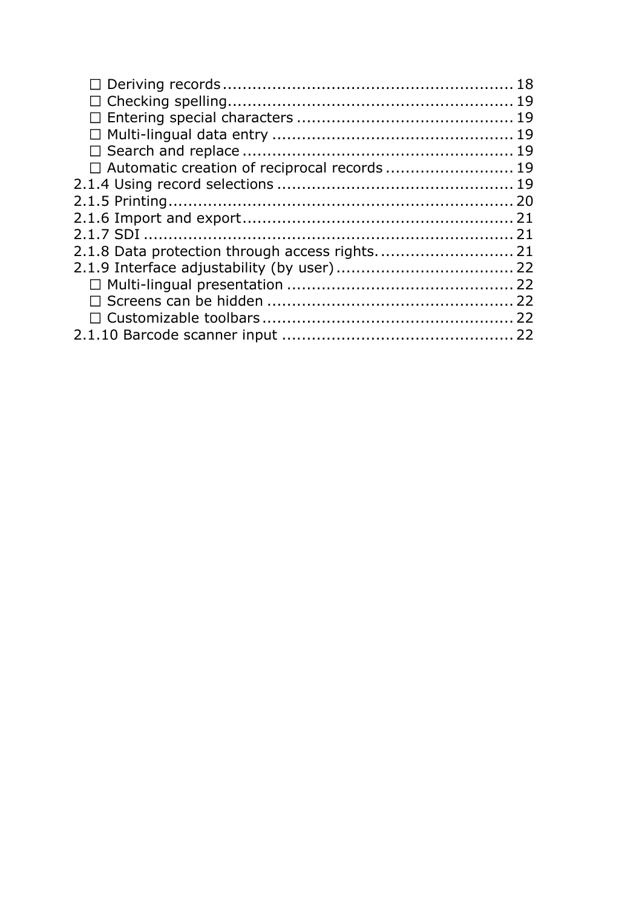☐ Deriving records .......................................................... 18
☐ Checking spelling......................................................... 19
☐ Entering special characters ........................................... 19
☐ Multi-lingual data entry ................................................. 19
☐ Search and replace ...................................................... 19
☐ Automatic creation of reciprocal records ......................... 19

2.1.4 Using record selections ................................................ 19
2.1.5 Printing..................................................................... 20
2.1.6 Import and export...................................................... 21
2.1.7 SDI .......................................................................... 21
2.1.8 Data protection through access rights. .......................... 21
2.1.9 Interface adjustability (by user) .................................... 22

☐ Multi-lingual presentation ............................................. 22
☐ Screens can be hidden ................................................. 22
☐ Customizable toolbars .................................................. 22

2.1.10 Barcode scanner input .............................................. 22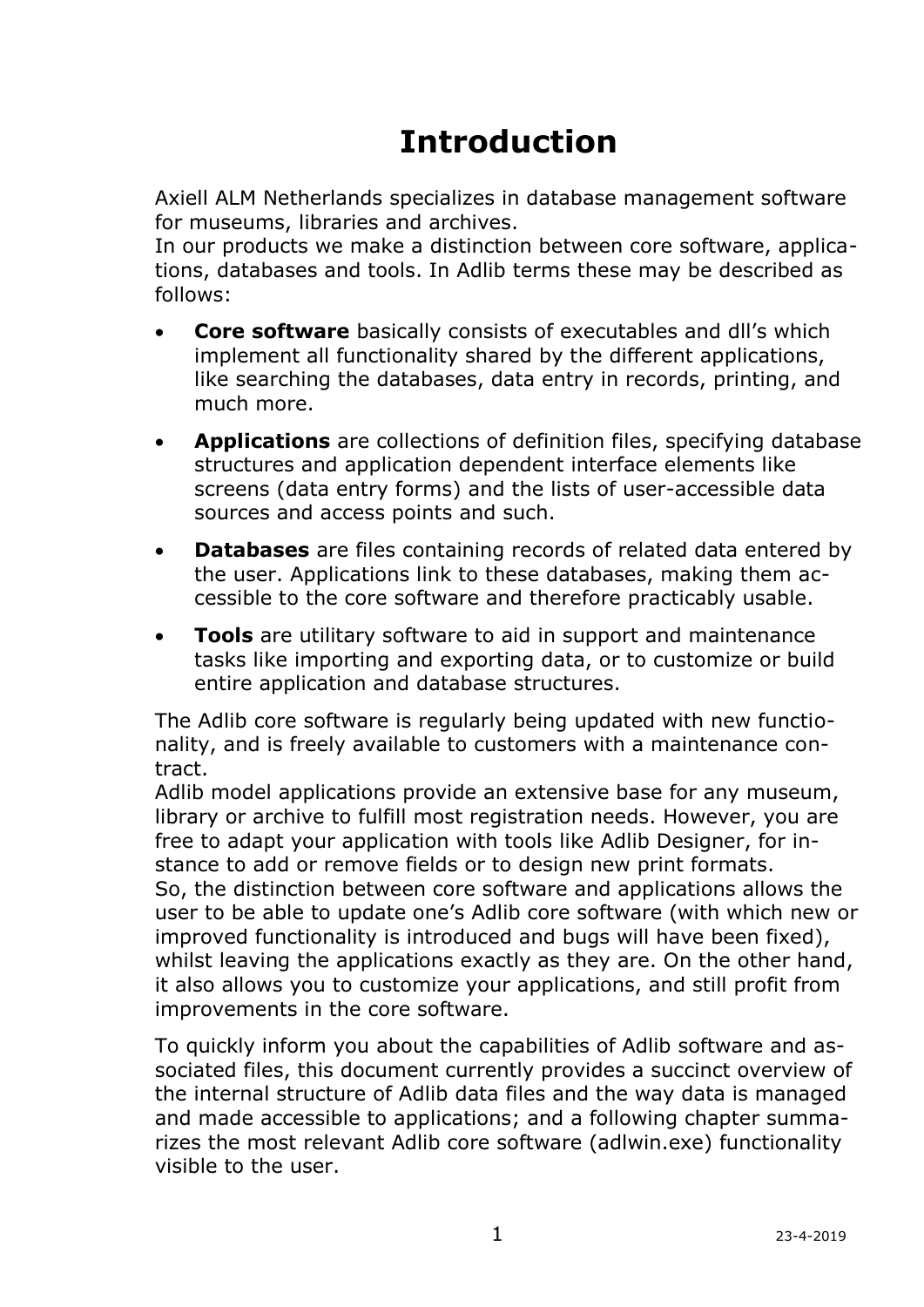# Introduction

Axiell ALM Netherlands specializes in database management software for museums, libraries and archives.
In our products we make a distinction between core software, applications, databases and tools. In Adlib terms these may be described as follows:

- **Core software** basically consists of executables and dll's which implement all functionality shared by the different applications, like searching the databases, data entry in records, printing, and much more.
- **Applications** are collections of definition files, specifying database structures and application dependent interface elements like screens (data entry forms) and the lists of user-accessible data sources and access points and such.
- **Databases** are files containing records of related data entered by the user. Applications link to these databases, making them accessible to the core software and therefore practicably usable.
- **Tools** are utilitary software to aid in support and maintenance tasks like importing and exporting data, or to customize or build entire application and database structures.

The Adlib core software is regularly being updated with new functionality, and is freely available to customers with a maintenance contract.
Adlib model applications provide an extensive base for any museum, library or archive to fulfill most registration needs. However, you are free to adapt your application with tools like Adlib Designer, for instance to add or remove fields or to design new print formats.
So, the distinction between core software and applications allows the user to be able to update one's Adlib core software (with which new or improved functionality is introduced and bugs will have been fixed), whilst leaving the applications exactly as they are. On the other hand, it also allows you to customize your applications, and still profit from improvements in the core software.

To quickly inform you about the capabilities of Adlib software and associated files, this document currently provides a succinct overview of the internal structure of Adlib data files and the way data is managed and made accessible to applications; and a following chapter summarizes the most relevant Adlib core software (adlwin.exe) functionality visible to the user.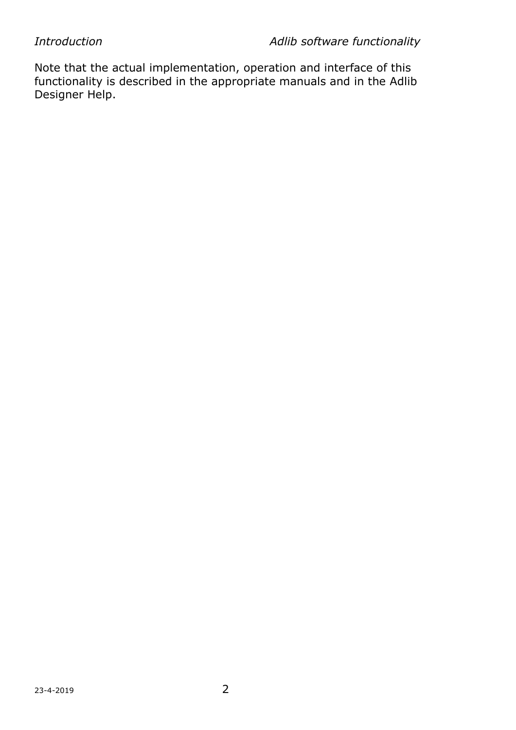Note that the actual implementation, operation and interface of this functionality is described in the appropriate manuals and in the Adlib Designer Help.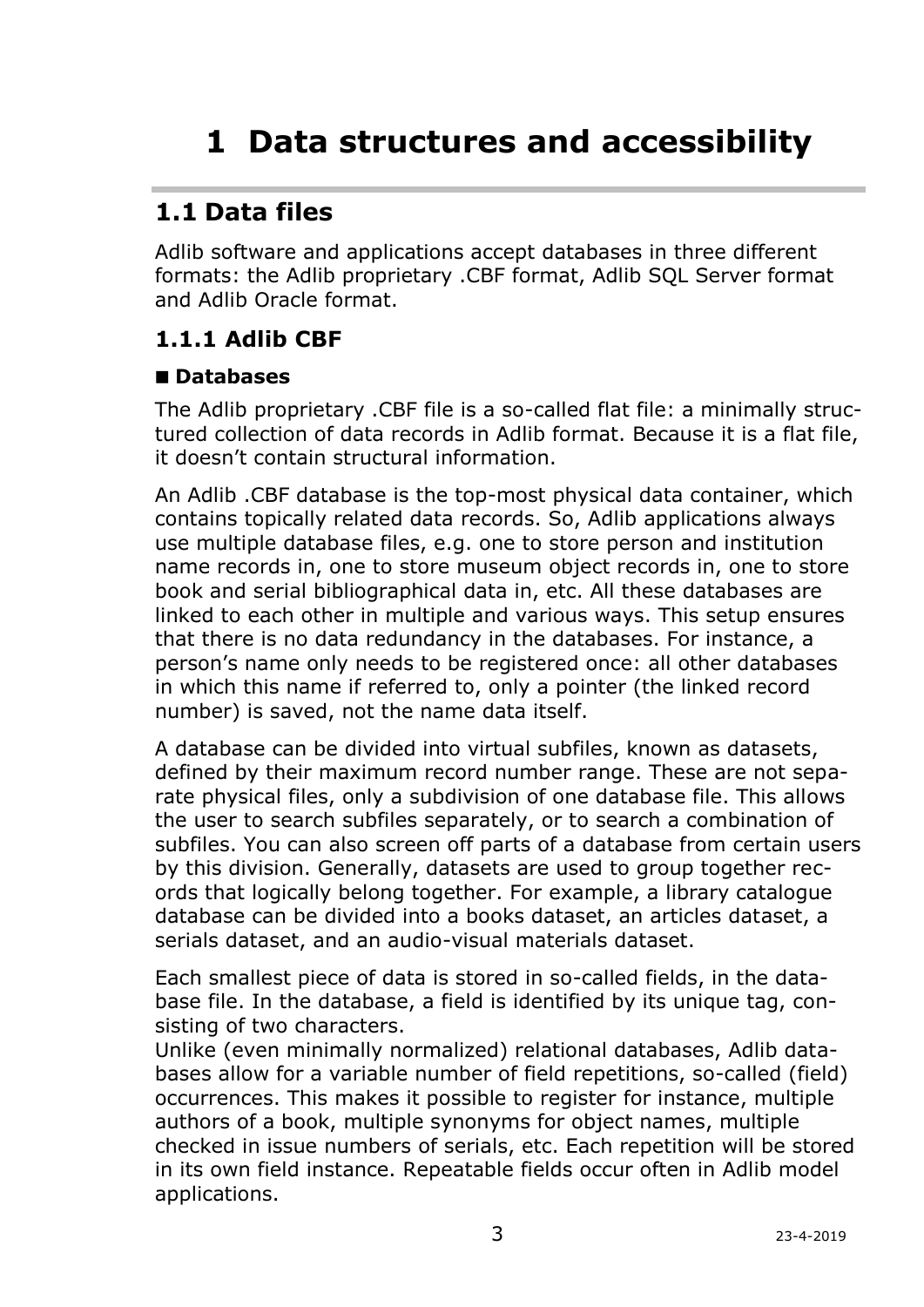# 1 Data structures and accessibility

## 1.1 Data files

Adlib software and applications accept databases in three different formats: the Adlib proprietary .CBF format, Adlib SQL Server format and Adlib Oracle format.

### 1.1.1 Adlib CBF

#### ■ Databases

The Adlib proprietary .CBF file is a so-called flat file: a minimally structured collection of data records in Adlib format. Because it is a flat file, it doesn't contain structural information.

An Adlib .CBF database is the top-most physical data container, which contains topically related data records. So, Adlib applications always use multiple database files, e.g. one to store person and institution name records in, one to store museum object records in, one to store book and serial bibliographical data in, etc. All these databases are linked to each other in multiple and various ways. This setup ensures that there is no data redundancy in the databases. For instance, a person's name only needs to be registered once: all other databases in which this name if referred to, only a pointer (the linked record number) is saved, not the name data itself.

A database can be divided into virtual subfiles, known as datasets, defined by their maximum record number range. These are not separate physical files, only a subdivision of one database file. This allows the user to search subfiles separately, or to search a combination of subfiles. You can also screen off parts of a database from certain users by this division. Generally, datasets are used to group together records that logically belong together. For example, a library catalogue database can be divided into a books dataset, an articles dataset, a serials dataset, and an audio-visual materials dataset.

Each smallest piece of data is stored in so-called fields, in the database file. In the database, a field is identified by its unique tag, consisting of two characters.
Unlike (even minimally normalized) relational databases, Adlib databases allow for a variable number of field repetitions, so-called (field) occurrences. This makes it possible to register for instance, multiple authors of a book, multiple synonyms for object names, multiple checked in issue numbers of serials, etc. Each repetition will be stored in its own field instance. Repeatable fields occur often in Adlib model applications.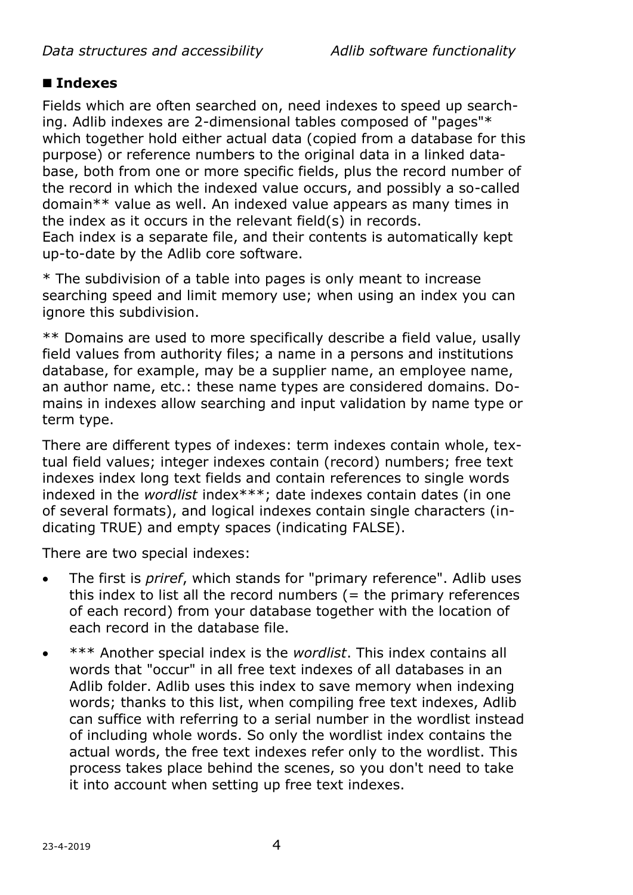## ■ Indexes

Fields which are often searched on, need indexes to speed up searching. Adlib indexes are 2-dimensional tables composed of "pages"* which together hold either actual data (copied from a database for this purpose) or reference numbers to the original data in a linked database, both from one or more specific fields, plus the record number of the record in which the indexed value occurs, and possibly a so-called domain** value as well. An indexed value appears as many times in the index as it occurs in the relevant field(s) in records.
Each index is a separate file, and their contents is automatically kept up-to-date by the Adlib core software.

* The subdivision of a table into pages is only meant to increase searching speed and limit memory use; when using an index you can ignore this subdivision.

** Domains are used to more specifically describe a field value, usally field values from authority files; a name in a persons and institutions database, for example, may be a supplier name, an employee name, an author name, etc.: these name types are considered domains. Domains in indexes allow searching and input validation by name type or term type.

There are different types of indexes: term indexes contain whole, textual field values; integer indexes contain (record) numbers; free text indexes index long text fields and contain references to single words indexed in the *wordlist* index***; date indexes contain dates (in one of several formats), and logical indexes contain single characters (indicating TRUE) and empty spaces (indicating FALSE).

There are two special indexes:

- The first is *priref*, which stands for "primary reference". Adlib uses this index to list all the record numbers (= the primary references of each record) from your database together with the location of each record in the database file.
- *** Another special index is the *wordlist*. This index contains all words that "occur" in all free text indexes of all databases in an Adlib folder. Adlib uses this index to save memory when indexing words; thanks to this list, when compiling free text indexes, Adlib can suffice with referring to a serial number in the wordlist instead of including whole words. So only the wordlist index contains the actual words, the free text indexes refer only to the wordlist. This process takes place behind the scenes, so you don't need to take it into account when setting up free text indexes.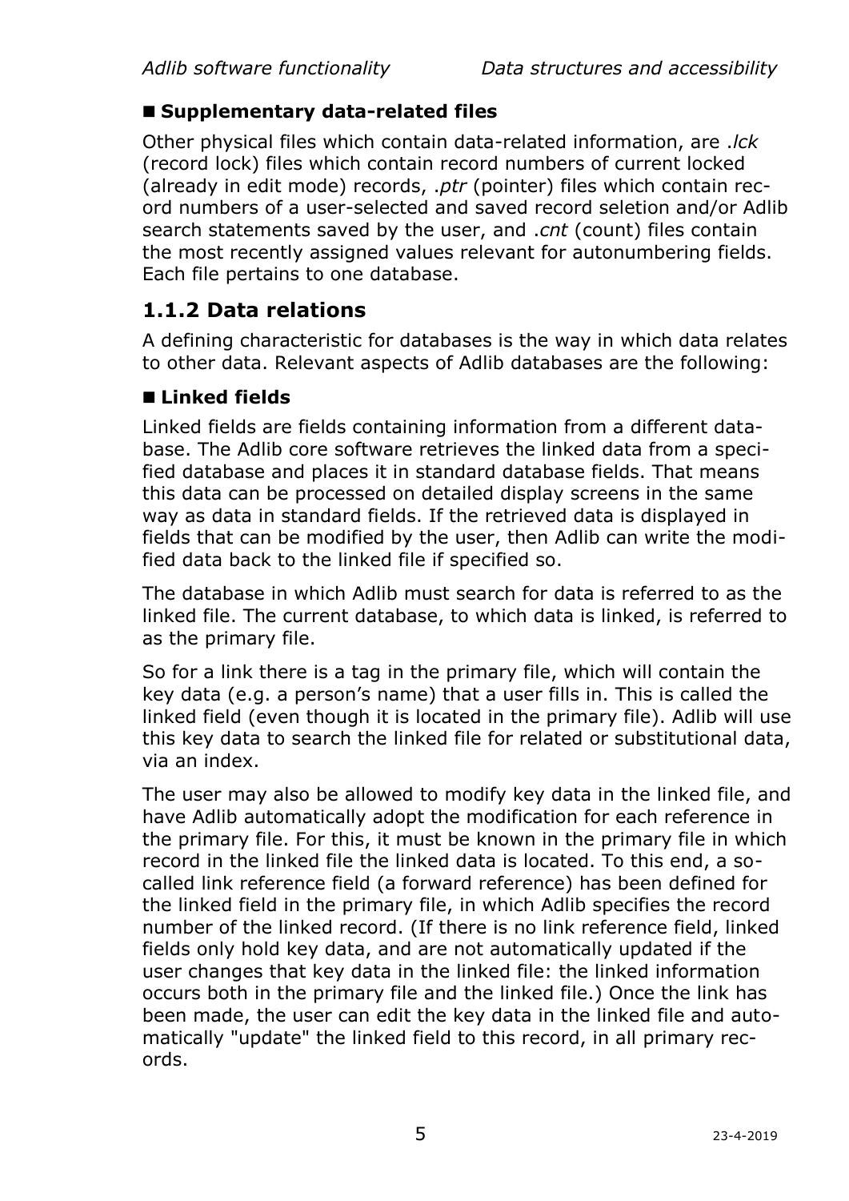**■ Supplementary data-related files**

Other physical files which contain data-related information, are *.lck* (record lock) files which contain record numbers of current locked (already in edit mode) records, *.ptr* (pointer) files which contain record numbers of a user-selected and saved record seletion and/or Adlib search statements saved by the user, and *.cnt* (count) files contain the most recently assigned values relevant for autonumbering fields. Each file pertains to one database.

## 1.1.2 Data relations

A defining characteristic for databases is the way in which data relates to other data. Relevant aspects of Adlib databases are the following:

**■ Linked fields**

Linked fields are fields containing information from a different database. The Adlib core software retrieves the linked data from a specified database and places it in standard database fields. That means this data can be processed on detailed display screens in the same way as data in standard fields. If the retrieved data is displayed in fields that can be modified by the user, then Adlib can write the modified data back to the linked file if specified so.

The database in which Adlib must search for data is referred to as the linked file. The current database, to which data is linked, is referred to as the primary file.

So for a link there is a tag in the primary file, which will contain the key data (e.g. a person's name) that a user fills in. This is called the linked field (even though it is located in the primary file). Adlib will use this key data to search the linked file for related or substitutional data, via an index.

The user may also be allowed to modify key data in the linked file, and have Adlib automatically adopt the modification for each reference in the primary file. For this, it must be known in the primary file in which record in the linked file the linked data is located. To this end, a so-called link reference field (a forward reference) has been defined for the linked field in the primary file, in which Adlib specifies the record number of the linked record. (If there is no link reference field, linked fields only hold key data, and are not automatically updated if the user changes that key data in the linked file: the linked information occurs both in the primary file and the linked file.) Once the link has been made, the user can edit the key data in the linked file and automatically "update" the linked field to this record, in all primary records.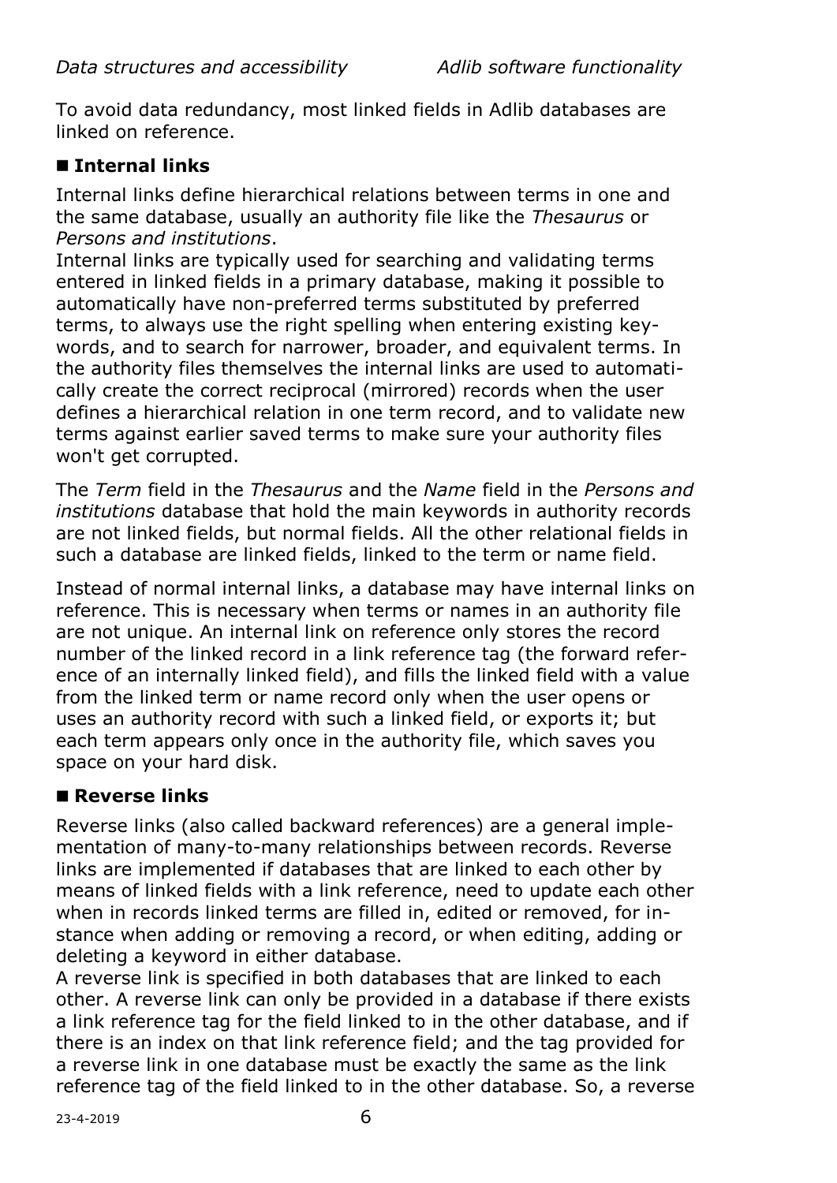To avoid data redundancy, most linked fields in Adlib databases are linked on reference.

### ■ Internal links

Internal links define hierarchical relations between terms in one and the same database, usually an authority file like the *Thesaurus* or *Persons and institutions*.
Internal links are typically used for searching and validating terms entered in linked fields in a primary database, making it possible to automatically have non-preferred terms substituted by preferred terms, to always use the right spelling when entering existing keywords, and to search for narrower, broader, and equivalent terms. In the authority files themselves the internal links are used to automatically create the correct reciprocal (mirrored) records when the user defines a hierarchical relation in one term record, and to validate new terms against earlier saved terms to make sure your authority files won't get corrupted.

The *Term* field in the *Thesaurus* and the *Name* field in the *Persons and institutions* database that hold the main keywords in authority records are not linked fields, but normal fields. All the other relational fields in such a database are linked fields, linked to the term or name field.

Instead of normal internal links, a database may have internal links on reference. This is necessary when terms or names in an authority file are not unique. An internal link on reference only stores the record number of the linked record in a link reference tag (the forward reference of an internally linked field), and fills the linked field with a value from the linked term or name record only when the user opens or uses an authority record with such a linked field, or exports it; but each term appears only once in the authority file, which saves you space on your hard disk.

### ■ Reverse links

Reverse links (also called backward references) are a general implementation of many-to-many relationships between records. Reverse links are implemented if databases that are linked to each other by means of linked fields with a link reference, need to update each other when in records linked terms are filled in, edited or removed, for instance when adding or removing a record, or when editing, adding or deleting a keyword in either database.
A reverse link is specified in both databases that are linked to each other. A reverse link can only be provided in a database if there exists a link reference tag for the field linked to in the other database, and if there is an index on that link reference field; and the tag provided for a reverse link in one database must be exactly the same as the link reference tag of the field linked to in the other database. So, a reverse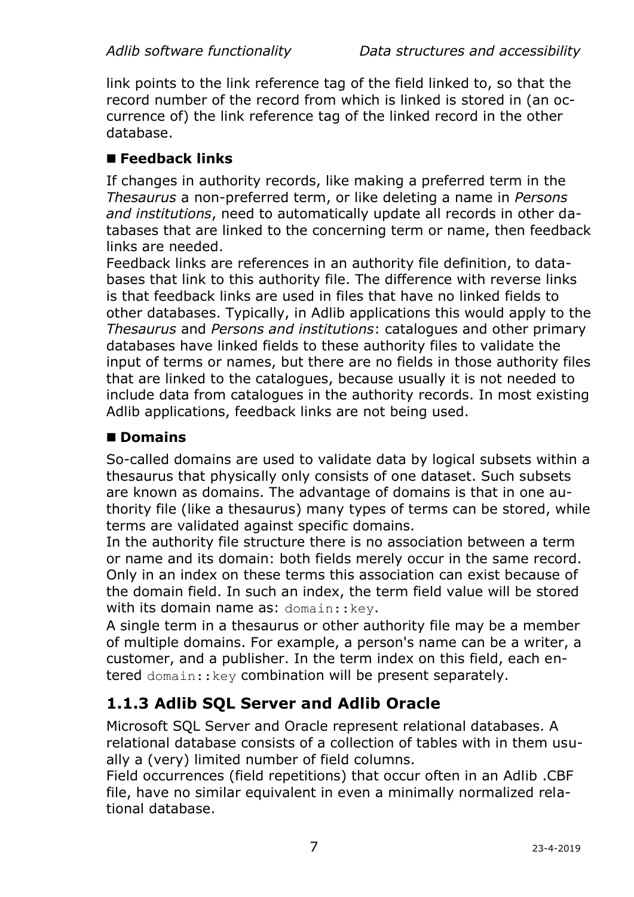link points to the link reference tag of the field linked to, so that the record number of the record from which is linked is stored in (an occurrence of) the link reference tag of the linked record in the other database.

### ■ Feedback links

If changes in authority records, like making a preferred term in the *Thesaurus* a non-preferred term, or like deleting a name in *Persons and institutions*, need to automatically update all records in other databases that are linked to the concerning term or name, then feedback links are needed.
Feedback links are references in an authority file definition, to databases that link to this authority file. The difference with reverse links is that feedback links are used in files that have no linked fields to other databases. Typically, in Adlib applications this would apply to the *Thesaurus* and *Persons and institutions*: catalogues and other primary databases have linked fields to these authority files to validate the input of terms or names, but there are no fields in those authority files that are linked to the catalogues, because usually it is not needed to include data from catalogues in the authority records. In most existing Adlib applications, feedback links are not being used.

### ■ Domains

So-called domains are used to validate data by logical subsets within a thesaurus that physically only consists of one dataset. Such subsets are known as domains. The advantage of domains is that in one authority file (like a thesaurus) many types of terms can be stored, while terms are validated against specific domains.
In the authority file structure there is no association between a term or name and its domain: both fields merely occur in the same record. Only in an index on these terms this association can exist because of the domain field. In such an index, the term field value will be stored with its domain name as: `domain::key`.
A single term in a thesaurus or other authority file may be a member of multiple domains. For example, a person's name can be a writer, a customer, and a publisher. In the term index on this field, each entered `domain::key` combination will be present separately.

## 1.1.3 Adlib SQL Server and Adlib Oracle

Microsoft SQL Server and Oracle represent relational databases. A relational database consists of a collection of tables with in them usually a (very) limited number of field columns.
Field occurrences (field repetitions) that occur often in an Adlib .CBF file, have no similar equivalent in even a minimally normalized relational database.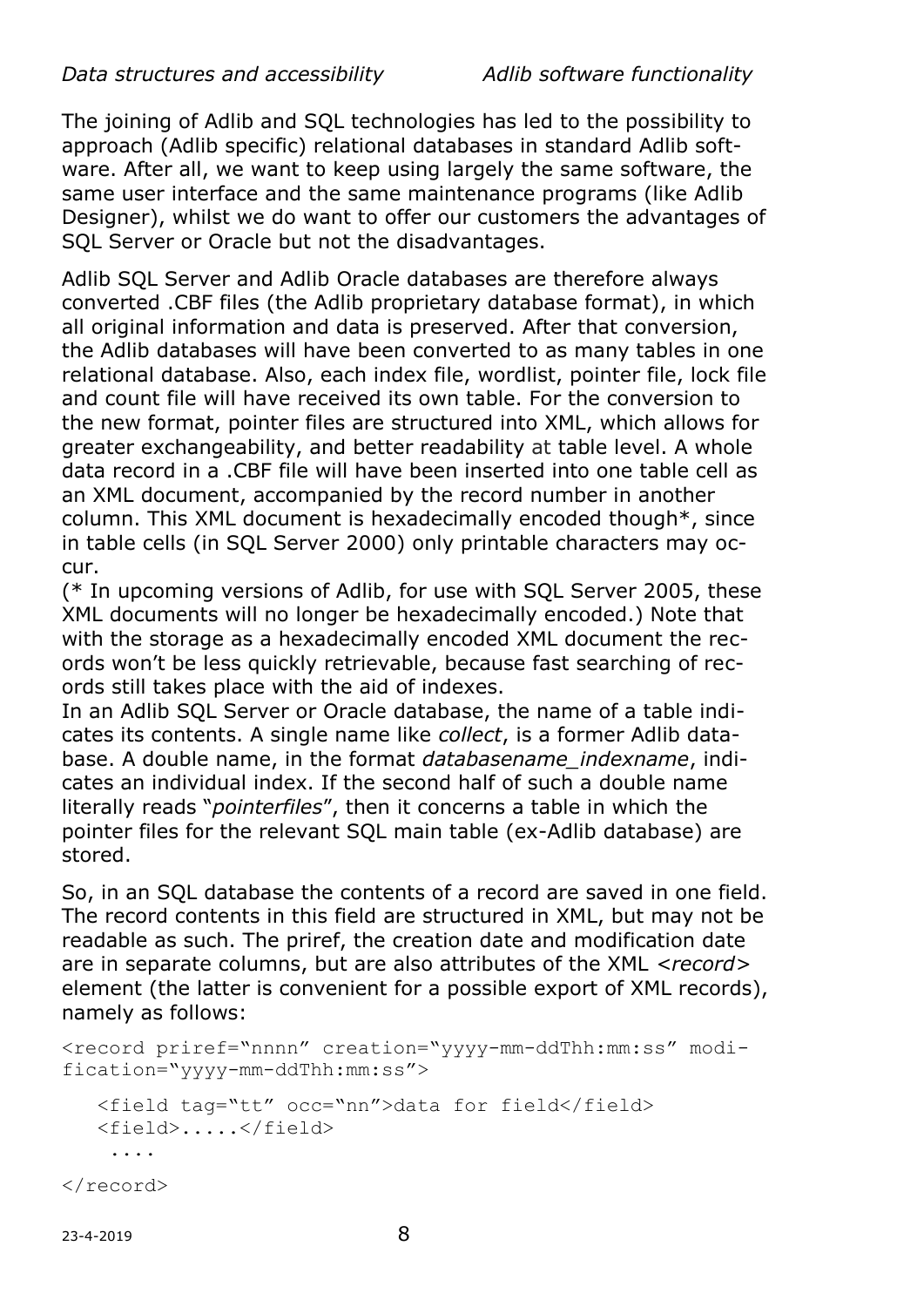The joining of Adlib and SQL technologies has led to the possibility to approach (Adlib specific) relational databases in standard Adlib software. After all, we want to keep using largely the same software, the same user interface and the same maintenance programs (like Adlib Designer), whilst we do want to offer our customers the advantages of SQL Server or Oracle but not the disadvantages.

Adlib SQL Server and Adlib Oracle databases are therefore always converted .CBF files (the Adlib proprietary database format), in which all original information and data is preserved. After that conversion, the Adlib databases will have been converted to as many tables in one relational database. Also, each index file, wordlist, pointer file, lock file and count file will have received its own table. For the conversion to the new format, pointer files are structured into XML, which allows for greater exchangeability, and better readability at table level. A whole data record in a .CBF file will have been inserted into one table cell as an XML document, accompanied by the record number in another column. This XML document is hexadecimally encoded though*, since in table cells (in SQL Server 2000) only printable characters may occur.
(* In upcoming versions of Adlib, for use with SQL Server 2005, these XML documents will no longer be hexadecimally encoded.) Note that with the storage as a hexadecimally encoded XML document the records won't be less quickly retrievable, because fast searching of records still takes place with the aid of indexes.
In an Adlib SQL Server or Oracle database, the name of a table indicates its contents. A single name like *collect*, is a former Adlib database. A double name, in the format *databasename_indexname*, indicates an individual index. If the second half of such a double name literally reads "*pointerfiles*", then it concerns a table in which the pointer files for the relevant SQL main table (ex-Adlib database) are stored.

So, in an SQL database the contents of a record are saved in one field. The record contents in this field are structured in XML, but may not be readable as such. The priref, the creation date and modification date are in separate columns, but are also attributes of the XML *<record>* element (the latter is convenient for a possible export of XML records), namely as follows:

```
<record priref="nnnn" creation="yyyy-mm-ddThh:mm:ss" modification="yyyy-mm-ddThh:mm:ss">

   <field tag="tt" occ="nn">data for field</field>
   <field>.....</field>
    ....

</record>
```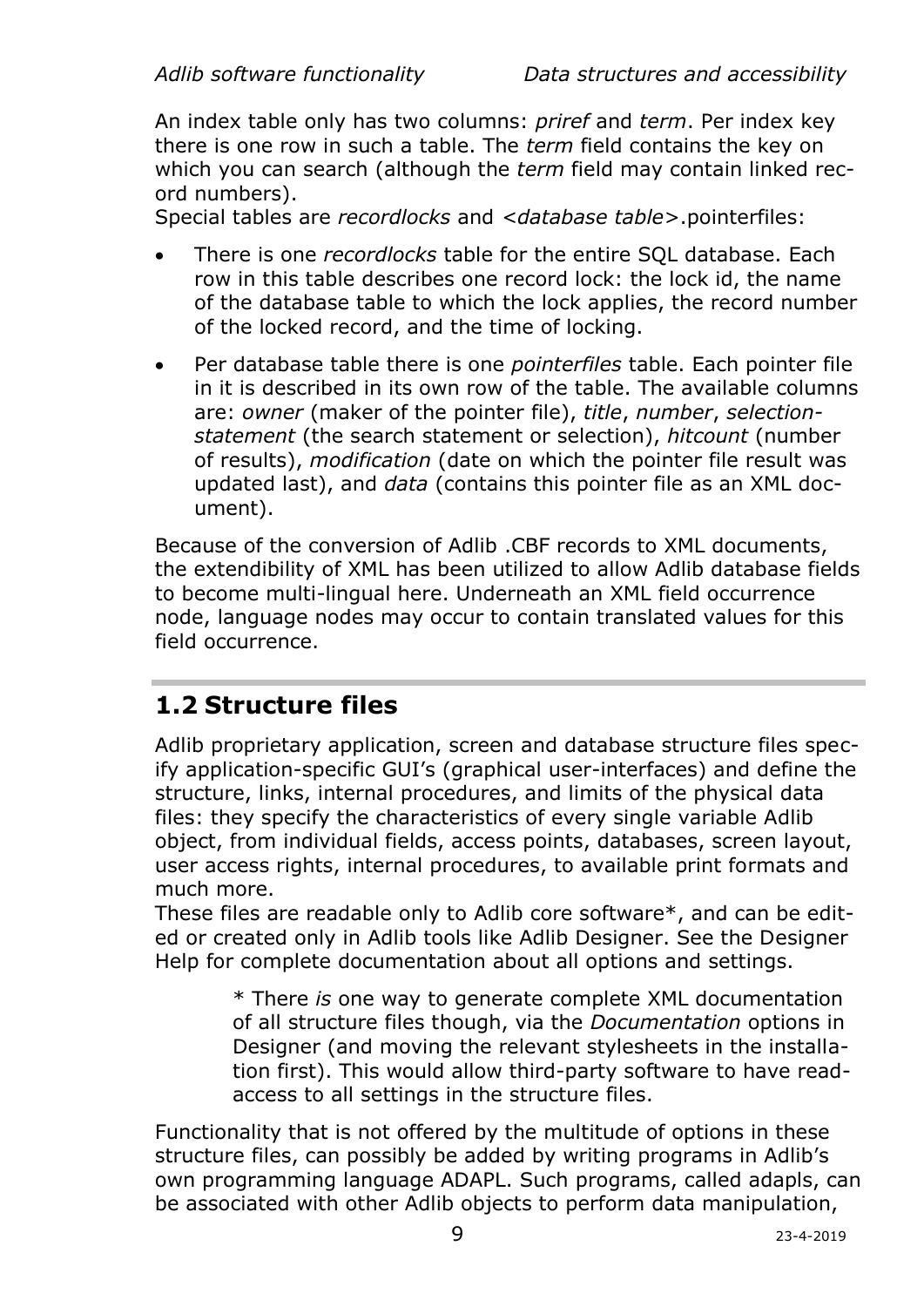An index table only has two columns: *priref* and *term*. Per index key there is one row in such a table. The *term* field contains the key on which you can search (although the *term* field may contain linked record numbers).
Special tables are *recordlocks* and <*database table*>.pointerfiles:

- There is one *recordlocks* table for the entire SQL database. Each row in this table describes one record lock: the lock id, the name of the database table to which the lock applies, the record number of the locked record, and the time of locking.
- Per database table there is one *pointerfiles* table. Each pointer file in it is described in its own row of the table. The available columns are: *owner* (maker of the pointer file), *title*, *number*, *selection-statement* (the search statement or selection), *hitcount* (number of results), *modification* (date on which the pointer file result was updated last), and *data* (contains this pointer file as an XML document).

Because of the conversion of Adlib .CBF records to XML documents, the extendibility of XML has been utilized to allow Adlib database fields to become multi-lingual here. Underneath an XML field occurrence node, language nodes may occur to contain translated values for this field occurrence.

## 1.2 Structure files

Adlib proprietary application, screen and database structure files specify application-specific GUI's (graphical user-interfaces) and define the structure, links, internal procedures, and limits of the physical data files: they specify the characteristics of every single variable Adlib object, from individual fields, access points, databases, screen layout, user access rights, internal procedures, to available print formats and much more.
These files are readable only to Adlib core software*, and can be edited or created only in Adlib tools like Adlib Designer. See the Designer Help for complete documentation about all options and settings.

> * There *is* one way to generate complete XML documentation of all structure files though, via the *Documentation* options in Designer (and moving the relevant stylesheets in the installation first). This would allow third-party software to have read-access to all settings in the structure files.

Functionality that is not offered by the multitude of options in these structure files, can possibly be added by writing programs in Adlib's own programming language ADAPL. Such programs, called adapls, can be associated with other Adlib objects to perform data manipulation,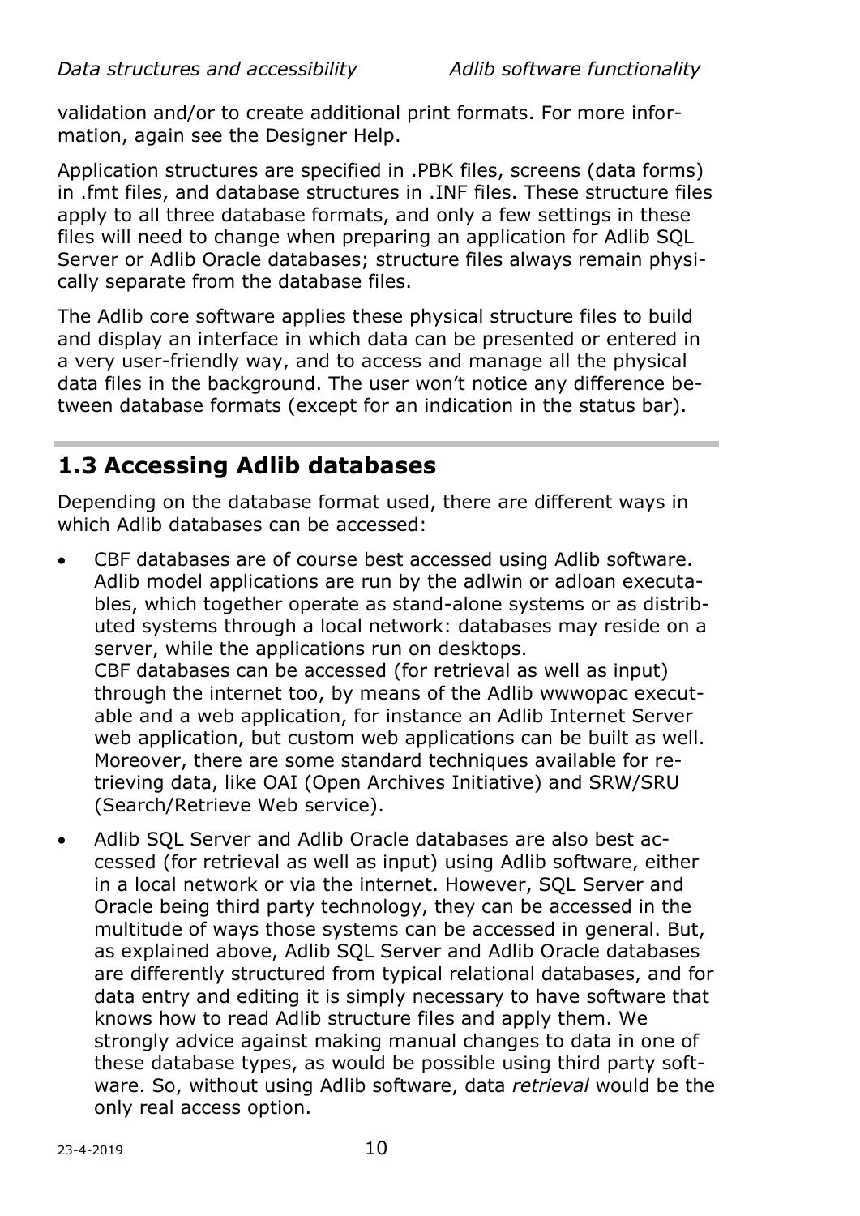validation and/or to create additional print formats. For more information, again see the Designer Help.

Application structures are specified in .PBK files, screens (data forms) in .fmt files, and database structures in .INF files. These structure files apply to all three database formats, and only a few settings in these files will need to change when preparing an application for Adlib SQL Server or Adlib Oracle databases; structure files always remain physically separate from the database files.

The Adlib core software applies these physical structure files to build and display an interface in which data can be presented or entered in a very user-friendly way, and to access and manage all the physical data files in the background. The user won't notice any difference between database formats (except for an indication in the status bar).

## 1.3 Accessing Adlib databases

Depending on the database format used, there are different ways in which Adlib databases can be accessed:

- CBF databases are of course best accessed using Adlib software. Adlib model applications are run by the adlwin or adloan executables, which together operate as stand-alone systems or as distributed systems through a local network: databases may reside on a server, while the applications run on desktops.
  CBF databases can be accessed (for retrieval as well as input) through the internet too, by means of the Adlib wwwopac executable and a web application, for instance an Adlib Internet Server web application, but custom web applications can be built as well. Moreover, there are some standard techniques available for retrieving data, like OAI (Open Archives Initiative) and SRW/SRU (Search/Retrieve Web service).
- Adlib SQL Server and Adlib Oracle databases are also best accessed (for retrieval as well as input) using Adlib software, either in a local network or via the internet. However, SQL Server and Oracle being third party technology, they can be accessed in the multitude of ways those systems can be accessed in general. But, as explained above, Adlib SQL Server and Adlib Oracle databases are differently structured from typical relational databases, and for data entry and editing it is simply necessary to have software that knows how to read Adlib structure files and apply them. We strongly advice against making manual changes to data in one of these database types, as would be possible using third party software. So, without using Adlib software, data *retrieval* would be the only real access option.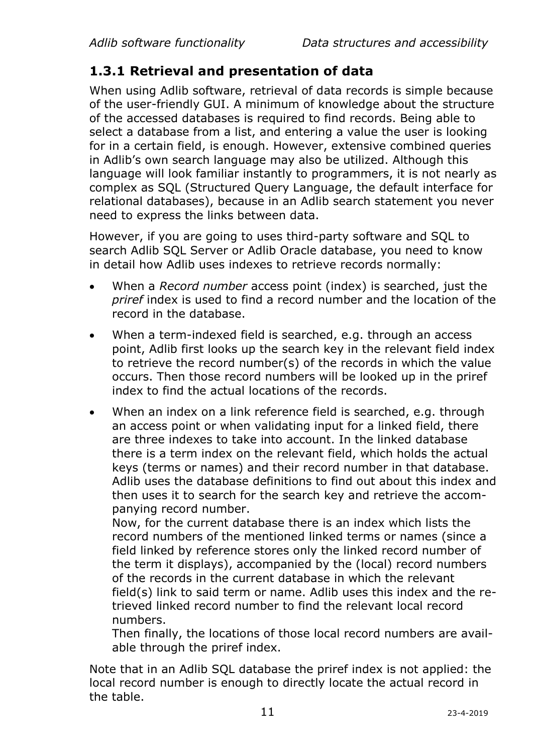### 1.3.1 Retrieval and presentation of data

When using Adlib software, retrieval of data records is simple because of the user-friendly GUI. A minimum of knowledge about the structure of the accessed databases is required to find records. Being able to select a database from a list, and entering a value the user is looking for in a certain field, is enough. However, extensive combined queries in Adlib's own search language may also be utilized. Although this language will look familiar instantly to programmers, it is not nearly as complex as SQL (Structured Query Language, the default interface for relational databases), because in an Adlib search statement you never need to express the links between data.

However, if you are going to uses third-party software and SQL to search Adlib SQL Server or Adlib Oracle database, you need to know in detail how Adlib uses indexes to retrieve records normally:

- When a *Record number* access point (index) is searched, just the *priref* index is used to find a record number and the location of the record in the database.
- When a term-indexed field is searched, e.g. through an access point, Adlib first looks up the search key in the relevant field index to retrieve the record number(s) of the records in which the value occurs. Then those record numbers will be looked up in the priref index to find the actual locations of the records.
- When an index on a link reference field is searched, e.g. through an access point or when validating input for a linked field, there are three indexes to take into account. In the linked database there is a term index on the relevant field, which holds the actual keys (terms or names) and their record number in that database. Adlib uses the database definitions to find out about this index and then uses it to search for the search key and retrieve the accompanying record number.
  Now, for the current database there is an index which lists the record numbers of the mentioned linked terms or names (since a field linked by reference stores only the linked record number of the term it displays), accompanied by the (local) record numbers of the records in the current database in which the relevant field(s) link to said term or name. Adlib uses this index and the retrieved linked record number to find the relevant local record numbers.
  Then finally, the locations of those local record numbers are available through the priref index.

Note that in an Adlib SQL database the priref index is not applied: the local record number is enough to directly locate the actual record in the table.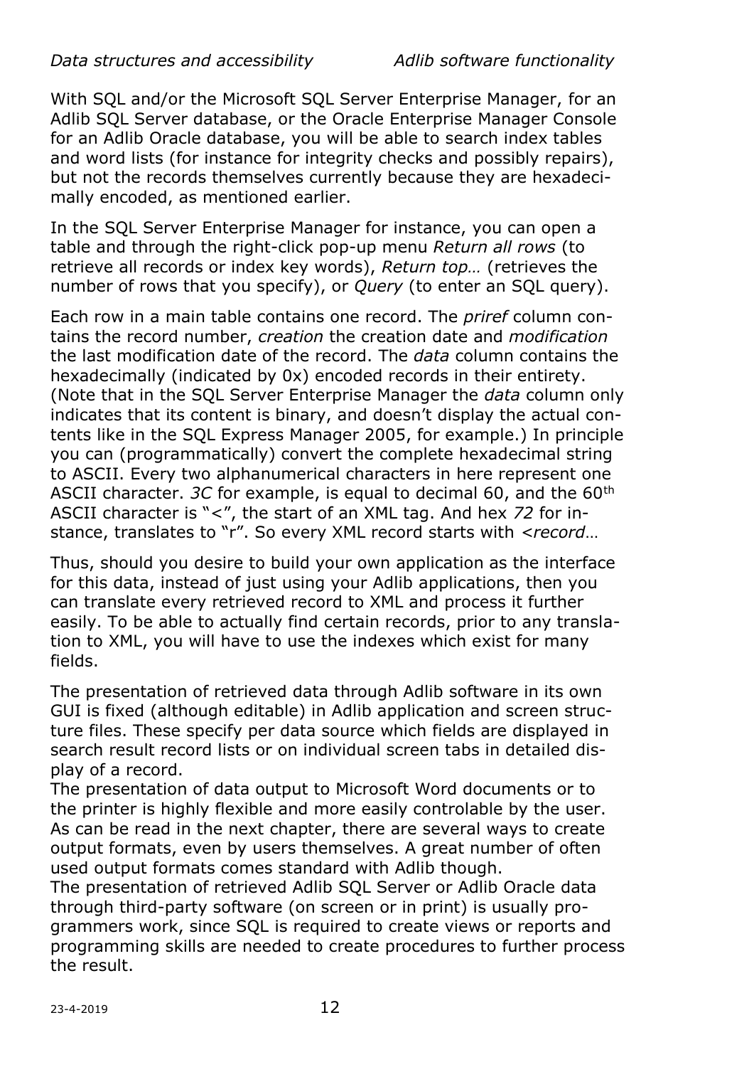With SQL and/or the Microsoft SQL Server Enterprise Manager, for an Adlib SQL Server database, or the Oracle Enterprise Manager Console for an Adlib Oracle database, you will be able to search index tables and word lists (for instance for integrity checks and possibly repairs), but not the records themselves currently because they are hexadecimally encoded, as mentioned earlier.

In the SQL Server Enterprise Manager for instance, you can open a table and through the right-click pop-up menu *Return all rows* (to retrieve all records or index key words), *Return top…* (retrieves the number of rows that you specify), or *Query* (to enter an SQL query).

Each row in a main table contains one record. The *priref* column contains the record number, *creation* the creation date and *modification* the last modification date of the record. The *data* column contains the hexadecimally (indicated by 0x) encoded records in their entirety. (Note that in the SQL Server Enterprise Manager the *data* column only indicates that its content is binary, and doesn't display the actual contents like in the SQL Express Manager 2005, for example.) In principle you can (programmatically) convert the complete hexadecimal string to ASCII. Every two alphanumerical characters in here represent one ASCII character. *3C* for example, is equal to decimal 60, and the 60th ASCII character is "<", the start of an XML tag. And hex *72* for instance, translates to "r". So every XML record starts with *<record*…

Thus, should you desire to build your own application as the interface for this data, instead of just using your Adlib applications, then you can translate every retrieved record to XML and process it further easily. To be able to actually find certain records, prior to any translation to XML, you will have to use the indexes which exist for many fields.

The presentation of retrieved data through Adlib software in its own GUI is fixed (although editable) in Adlib application and screen structure files. These specify per data source which fields are displayed in search result record lists or on individual screen tabs in detailed display of a record.
The presentation of data output to Microsoft Word documents or to the printer is highly flexible and more easily controlable by the user. As can be read in the next chapter, there are several ways to create output formats, even by users themselves. A great number of often used output formats comes standard with Adlib though.
The presentation of retrieved Adlib SQL Server or Adlib Oracle data through third-party software (on screen or in print) is usually programmers work, since SQL is required to create views or reports and programming skills are needed to create procedures to further process the result.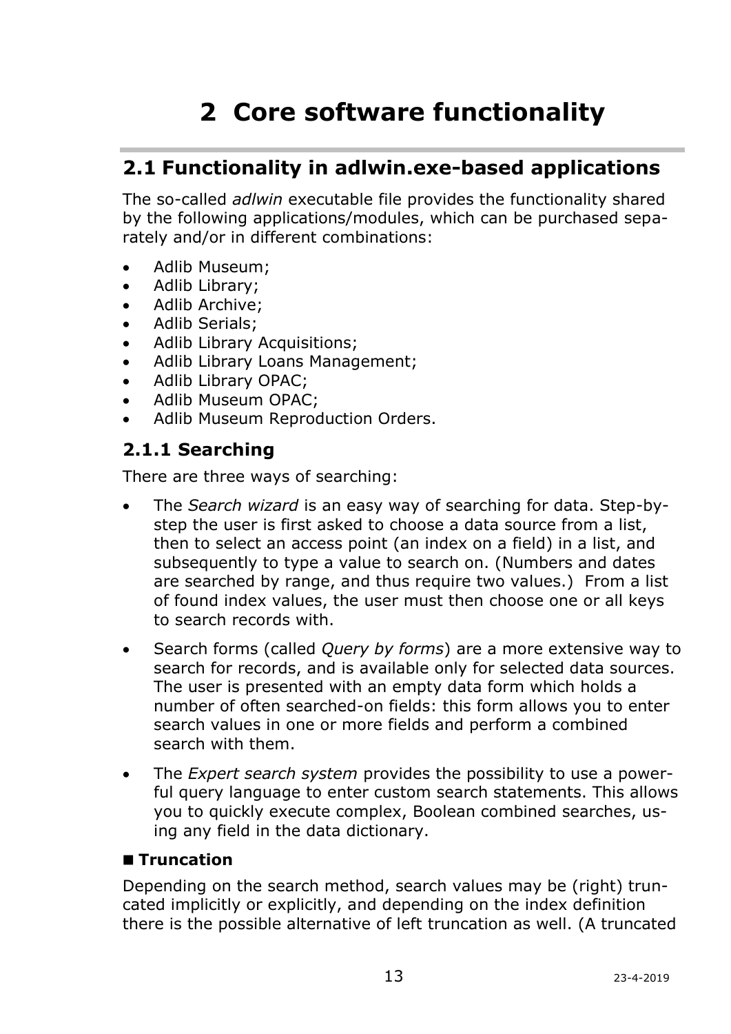# 2 Core software functionality

## 2.1 Functionality in adlwin.exe-based applications

The so-called *adlwin* executable file provides the functionality shared by the following applications/modules, which can be purchased separately and/or in different combinations:

- Adlib Museum;
- Adlib Library;
- Adlib Archive;
- Adlib Serials;
- Adlib Library Acquisitions;
- Adlib Library Loans Management;
- Adlib Library OPAC;
- Adlib Museum OPAC;
- Adlib Museum Reproduction Orders.

### 2.1.1 Searching

There are three ways of searching:

- The *Search wizard* is an easy way of searching for data. Step-by-step the user is first asked to choose a data source from a list, then to select an access point (an index on a field) in a list, and subsequently to type a value to search on. (Numbers and dates are searched by range, and thus require two values.) From a list of found index values, the user must then choose one or all keys to search records with.
- Search forms (called *Query by forms*) are a more extensive way to search for records, and is available only for selected data sources. The user is presented with an empty data form which holds a number of often searched-on fields: this form allows you to enter search values in one or more fields and perform a combined search with them.
- The *Expert search system* provides the possibility to use a powerful query language to enter custom search statements. This allows you to quickly execute complex, Boolean combined searches, using any field in the data dictionary.

#### ■ Truncation

Depending on the search method, search values may be (right) truncated implicitly or explicitly, and depending on the index definition there is the possible alternative of left truncation as well. (A truncated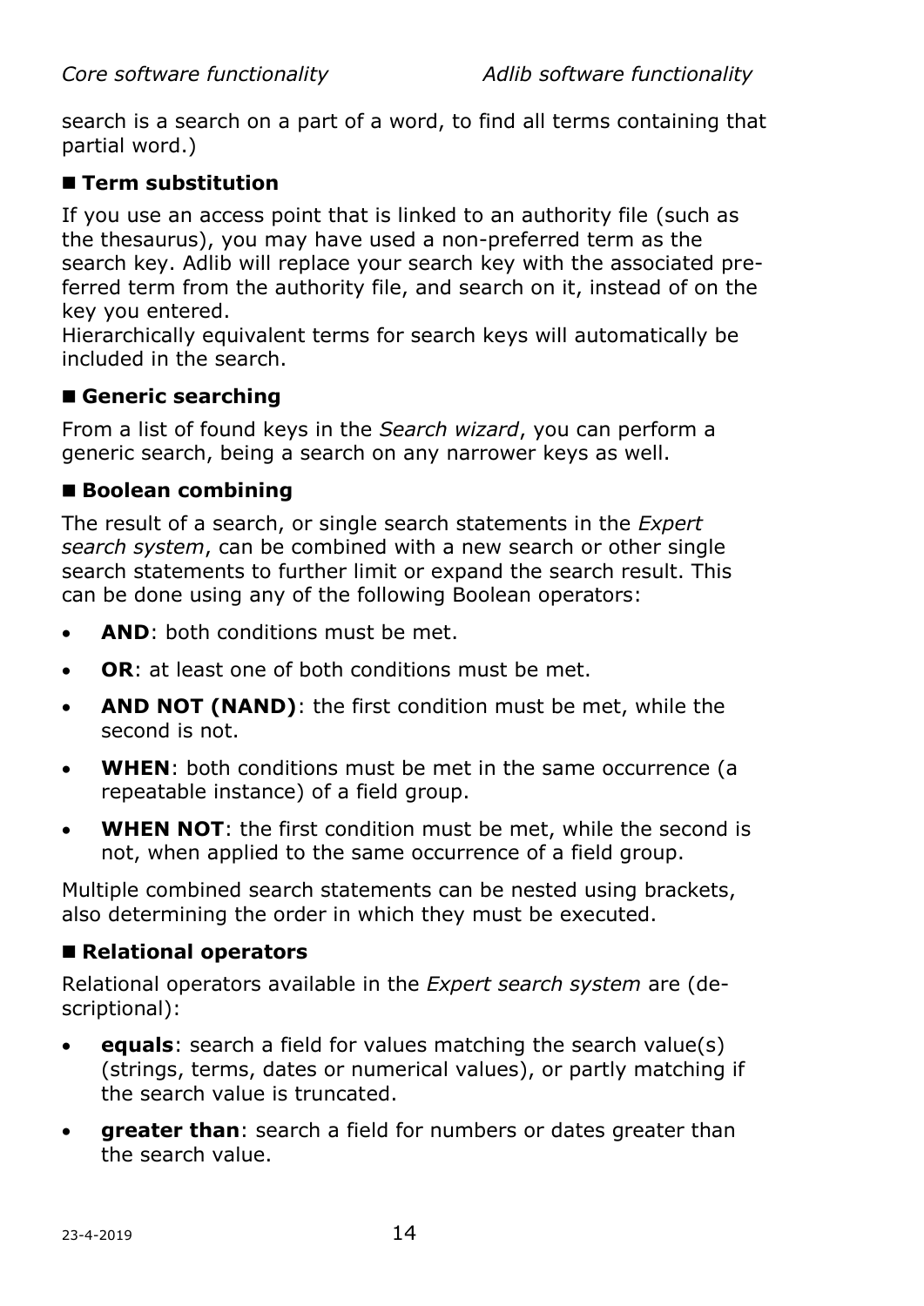search is a search on a part of a word, to find all terms containing that partial word.)

### ■ Term substitution

If you use an access point that is linked to an authority file (such as the thesaurus), you may have used a non-preferred term as the search key. Adlib will replace your search key with the associated preferred term from the authority file, and search on it, instead of on the key you entered.
Hierarchically equivalent terms for search keys will automatically be included in the search.

### ■ Generic searching

From a list of found keys in the *Search wizard*, you can perform a generic search, being a search on any narrower keys as well.

### ■ Boolean combining

The result of a search, or single search statements in the *Expert search system*, can be combined with a new search or other single search statements to further limit or expand the search result. This can be done using any of the following Boolean operators:

- **AND**: both conditions must be met.
- **OR**: at least one of both conditions must be met.
- **AND NOT (NAND)**: the first condition must be met, while the second is not.
- **WHEN**: both conditions must be met in the same occurrence (a repeatable instance) of a field group.
- **WHEN NOT**: the first condition must be met, while the second is not, when applied to the same occurrence of a field group.

Multiple combined search statements can be nested using brackets, also determining the order in which they must be executed.

### ■ Relational operators

Relational operators available in the *Expert search system* are (descriptional):

- **equals**: search a field for values matching the search value(s) (strings, terms, dates or numerical values), or partly matching if the search value is truncated.
- **greater than**: search a field for numbers or dates greater than the search value.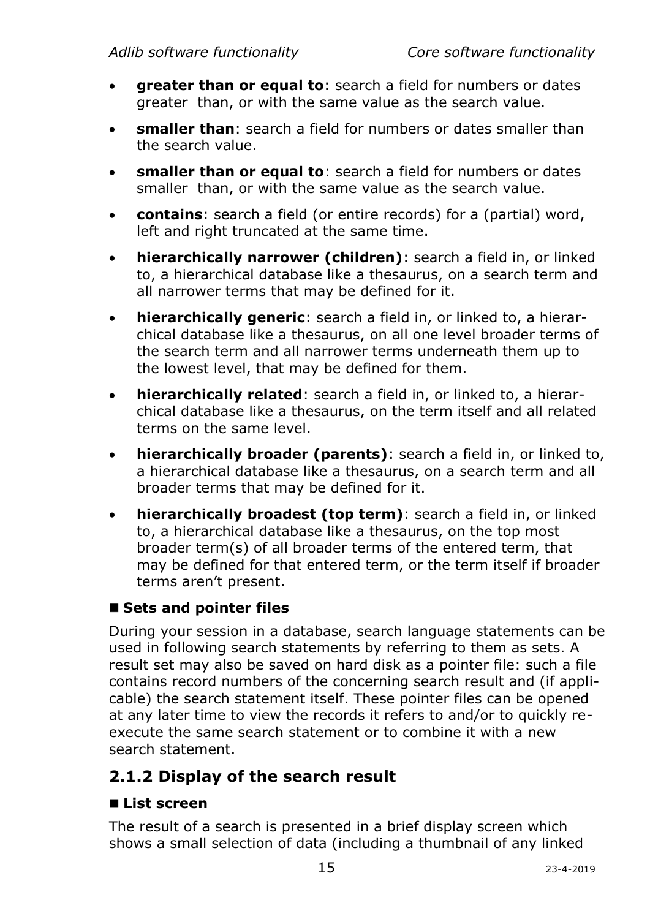- **greater than or equal to**: search a field for numbers or dates greater than, or with the same value as the search value.
- **smaller than**: search a field for numbers or dates smaller than the search value.
- **smaller than or equal to**: search a field for numbers or dates smaller than, or with the same value as the search value.
- **contains**: search a field (or entire records) for a (partial) word, left and right truncated at the same time.
- **hierarchically narrower (children)**: search a field in, or linked to, a hierarchical database like a thesaurus, on a search term and all narrower terms that may be defined for it.
- **hierarchically generic**: search a field in, or linked to, a hierarchical database like a thesaurus, on all one level broader terms of the search term and all narrower terms underneath them up to the lowest level, that may be defined for them.
- **hierarchically related**: search a field in, or linked to, a hierarchical database like a thesaurus, on the term itself and all related terms on the same level.
- **hierarchically broader (parents)**: search a field in, or linked to, a hierarchical database like a thesaurus, on a search term and all broader terms that may be defined for it.
- **hierarchically broadest (top term)**: search a field in, or linked to, a hierarchical database like a thesaurus, on the top most broader term(s) of all broader terms of the entered term, that may be defined for that entered term, or the term itself if broader terms aren't present.

#### ■ Sets and pointer files

During your session in a database, search language statements can be used in following search statements by referring to them as sets. A result set may also be saved on hard disk as a pointer file: such a file contains record numbers of the concerning search result and (if applicable) the search statement itself. These pointer files can be opened at any later time to view the records it refers to and/or to quickly re-execute the same search statement or to combine it with a new search statement.

### 2.1.2 Display of the search result

#### ■ List screen

The result of a search is presented in a brief display screen which shows a small selection of data (including a thumbnail of any linked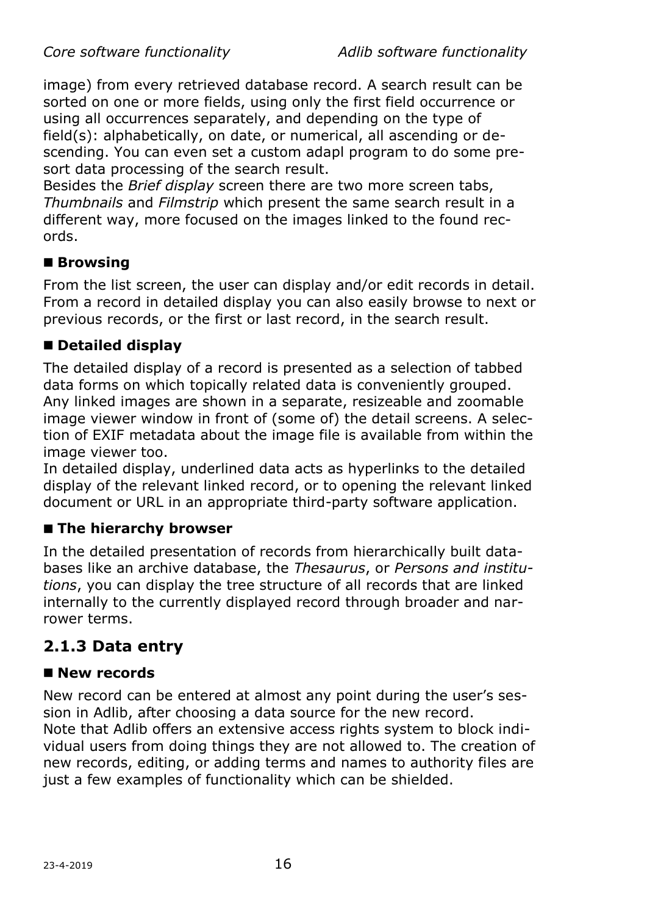image) from every retrieved database record. A search result can be sorted on one or more fields, using only the first field occurrence or using all occurrences separately, and depending on the type of field(s): alphabetically, on date, or numerical, all ascending or descending. You can even set a custom adapl program to do some presort data processing of the search result.
Besides the *Brief display* screen there are two more screen tabs, *Thumbnails* and *Filmstrip* which present the same search result in a different way, more focused on the images linked to the found records.

#### ■ Browsing

From the list screen, the user can display and/or edit records in detail. From a record in detailed display you can also easily browse to next or previous records, or the first or last record, in the search result.

#### ■ Detailed display

The detailed display of a record is presented as a selection of tabbed data forms on which topically related data is conveniently grouped. Any linked images are shown in a separate, resizeable and zoomable image viewer window in front of (some of) the detail screens. A selection of EXIF metadata about the image file is available from within the image viewer too.
In detailed display, underlined data acts as hyperlinks to the detailed display of the relevant linked record, or to opening the relevant linked document or URL in an appropriate third-party software application.

#### ■ The hierarchy browser

In the detailed presentation of records from hierarchically built databases like an archive database, the *Thesaurus*, or *Persons and institutions*, you can display the tree structure of all records that are linked internally to the currently displayed record through broader and narrower terms.

### 2.1.3 Data entry

#### ■ New records

New record can be entered at almost any point during the user's session in Adlib, after choosing a data source for the new record.
Note that Adlib offers an extensive access rights system to block individual users from doing things they are not allowed to. The creation of new records, editing, or adding terms and names to authority files are just a few examples of functionality which can be shielded.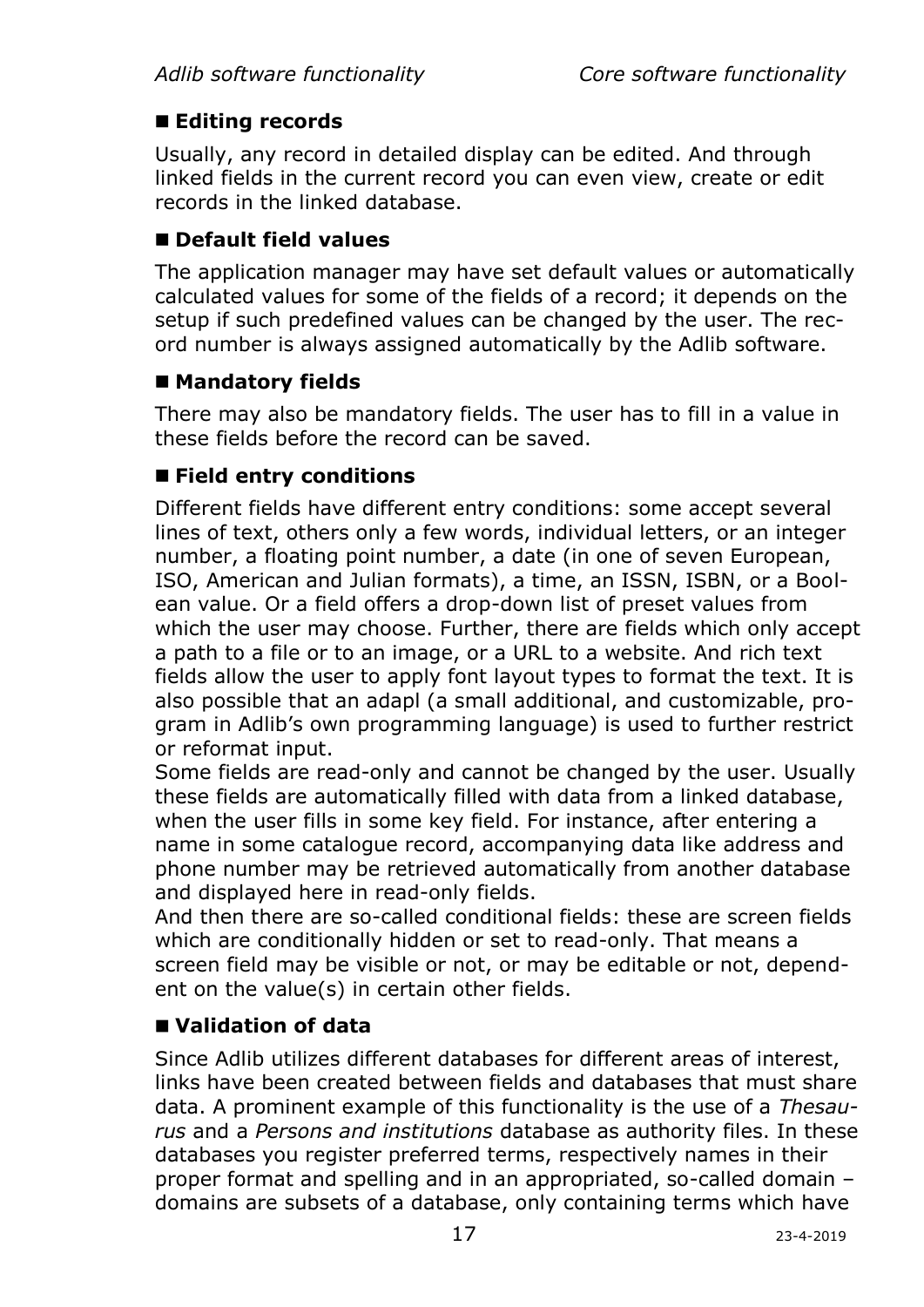## ■ Editing records

Usually, any record in detailed display can be edited. And through linked fields in the current record you can even view, create or edit records in the linked database.

## ■ Default field values

The application manager may have set default values or automatically calculated values for some of the fields of a record; it depends on the setup if such predefined values can be changed by the user. The record number is always assigned automatically by the Adlib software.

## ■ Mandatory fields

There may also be mandatory fields. The user has to fill in a value in these fields before the record can be saved.

## ■ Field entry conditions

Different fields have different entry conditions: some accept several lines of text, others only a few words, individual letters, or an integer number, a floating point number, a date (in one of seven European, ISO, American and Julian formats), a time, an ISSN, ISBN, or a Boolean value. Or a field offers a drop-down list of preset values from which the user may choose. Further, there are fields which only accept a path to a file or to an image, or a URL to a website. And rich text fields allow the user to apply font layout types to format the text. It is also possible that an adapl (a small additional, and customizable, program in Adlib's own programming language) is used to further restrict or reformat input.

Some fields are read-only and cannot be changed by the user. Usually these fields are automatically filled with data from a linked database, when the user fills in some key field. For instance, after entering a name in some catalogue record, accompanying data like address and phone number may be retrieved automatically from another database and displayed here in read-only fields.

And then there are so-called conditional fields: these are screen fields which are conditionally hidden or set to read-only. That means a screen field may be visible or not, or may be editable or not, dependent on the value(s) in certain other fields.

## ■ Validation of data

Since Adlib utilizes different databases for different areas of interest, links have been created between fields and databases that must share data. A prominent example of this functionality is the use of a *Thesaurus* and a *Persons and institutions* database as authority files. In these databases you register preferred terms, respectively names in their proper format and spelling and in an appropriated, so-called domain – domains are subsets of a database, only containing terms which have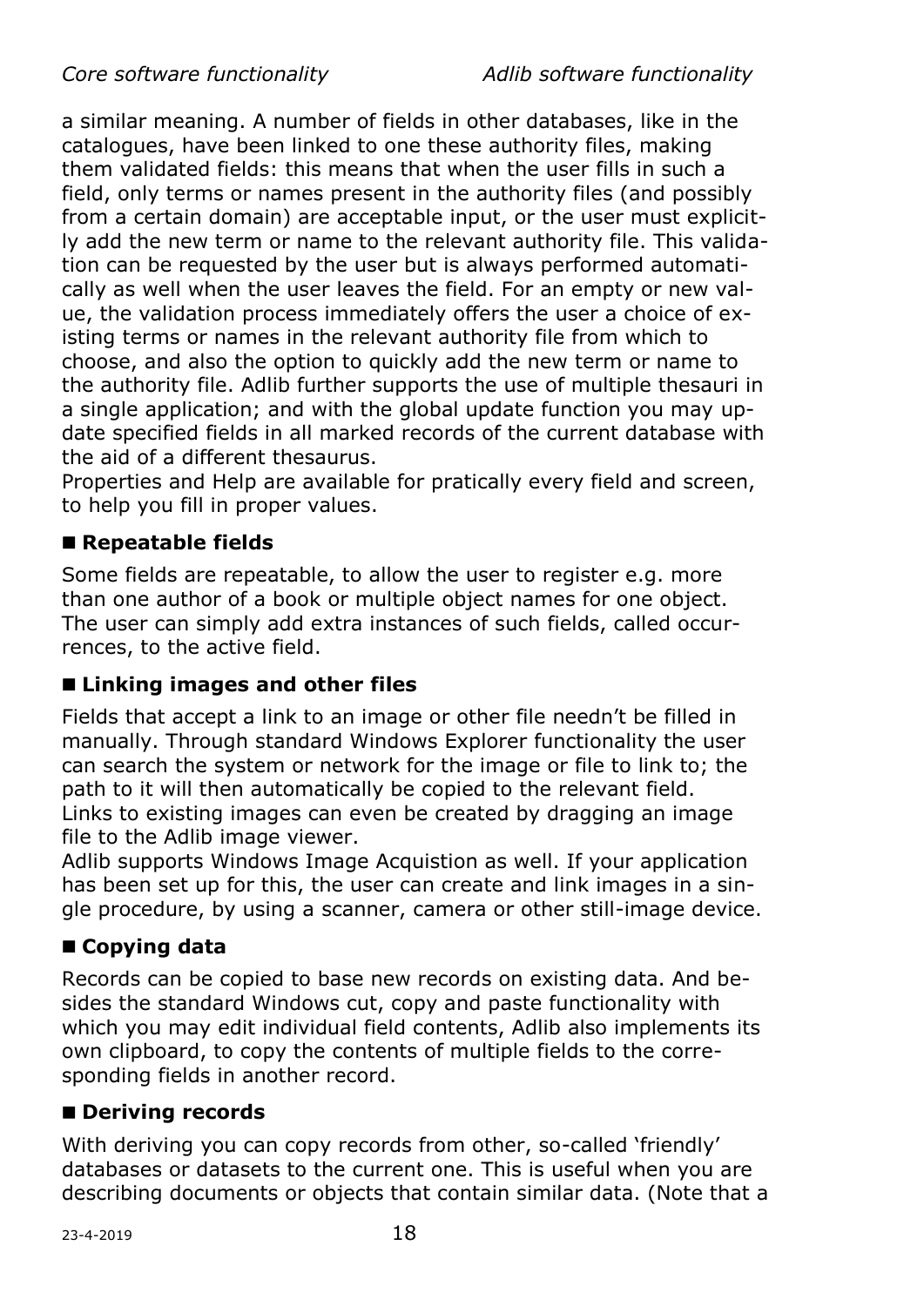a similar meaning. A number of fields in other databases, like in the catalogues, have been linked to one these authority files, making them validated fields: this means that when the user fills in such a field, only terms or names present in the authority files (and possibly from a certain domain) are acceptable input, or the user must explicitly add the new term or name to the relevant authority file. This validation can be requested by the user but is always performed automatically as well when the user leaves the field. For an empty or new value, the validation process immediately offers the user a choice of existing terms or names in the relevant authority file from which to choose, and also the option to quickly add the new term or name to the authority file. Adlib further supports the use of multiple thesauri in a single application; and with the global update function you may update specified fields in all marked records of the current database with the aid of a different thesaurus.
Properties and Help are available for pratically every field and screen, to help you fill in proper values.

### ■ Repeatable fields

Some fields are repeatable, to allow the user to register e.g. more than one author of a book or multiple object names for one object. The user can simply add extra instances of such fields, called occurrences, to the active field.

### ■ Linking images and other files

Fields that accept a link to an image or other file needn't be filled in manually. Through standard Windows Explorer functionality the user can search the system or network for the image or file to link to; the path to it will then automatically be copied to the relevant field.
Links to existing images can even be created by dragging an image file to the Adlib image viewer.
Adlib supports Windows Image Acquistion as well. If your application has been set up for this, the user can create and link images in a single procedure, by using a scanner, camera or other still-image device.

### ■ Copying data

Records can be copied to base new records on existing data. And besides the standard Windows cut, copy and paste functionality with which you may edit individual field contents, Adlib also implements its own clipboard, to copy the contents of multiple fields to the corresponding fields in another record.

### ■ Deriving records

With deriving you can copy records from other, so-called 'friendly' databases or datasets to the current one. This is useful when you are describing documents or objects that contain similar data. (Note that a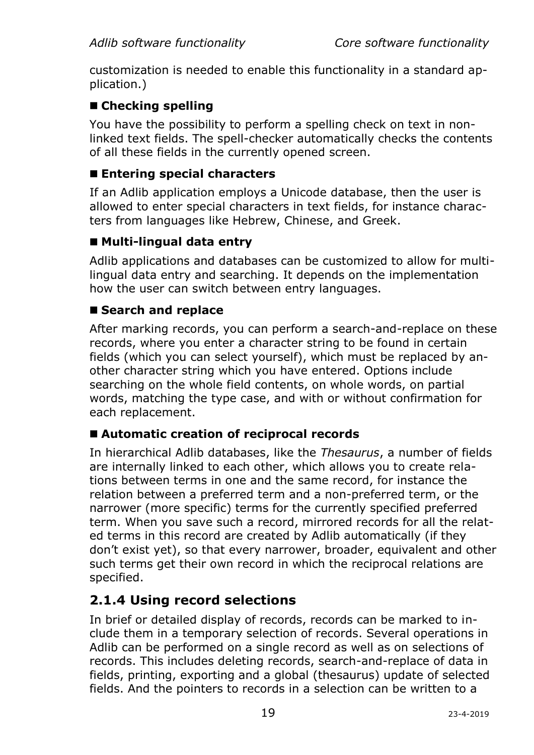customization is needed to enable this functionality in a standard application.)

■ **Checking spelling**

You have the possibility to perform a spelling check on text in non-linked text fields. The spell-checker automatically checks the contents of all these fields in the currently opened screen.

■ **Entering special characters**

If an Adlib application employs a Unicode database, then the user is allowed to enter special characters in text fields, for instance characters from languages like Hebrew, Chinese, and Greek.

■ **Multi-lingual data entry**

Adlib applications and databases can be customized to allow for multi-lingual data entry and searching. It depends on the implementation how the user can switch between entry languages.

■ **Search and replace**

After marking records, you can perform a search-and-replace on these records, where you enter a character string to be found in certain fields (which you can select yourself), which must be replaced by another character string which you have entered. Options include searching on the whole field contents, on whole words, on partial words, matching the type case, and with or without confirmation for each replacement.

■ **Automatic creation of reciprocal records**

In hierarchical Adlib databases, like the *Thesaurus*, a number of fields are internally linked to each other, which allows you to create relations between terms in one and the same record, for instance the relation between a preferred term and a non-preferred term, or the narrower (more specific) terms for the currently specified preferred term. When you save such a record, mirrored records for all the related terms in this record are created by Adlib automatically (if they don't exist yet), so that every narrower, broader, equivalent and other such terms get their own record in which the reciprocal relations are specified.

### 2.1.4 Using record selections

In brief or detailed display of records, records can be marked to include them in a temporary selection of records. Several operations in Adlib can be performed on a single record as well as on selections of records. This includes deleting records, search-and-replace of data in fields, printing, exporting and a global (thesaurus) update of selected fields. And the pointers to records in a selection can be written to a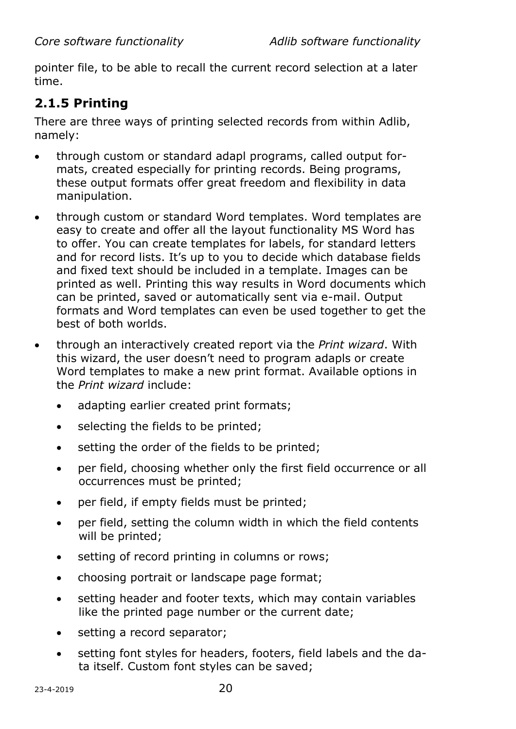pointer file, to be able to recall the current record selection at a later time.

### 2.1.5 Printing

There are three ways of printing selected records from within Adlib, namely:

- through custom or standard adapl programs, called output formats, created especially for printing records. Being programs, these output formats offer great freedom and flexibility in data manipulation.
- through custom or standard Word templates. Word templates are easy to create and offer all the layout functionality MS Word has to offer. You can create templates for labels, for standard letters and for record lists. It's up to you to decide which database fields and fixed text should be included in a template. Images can be printed as well. Printing this way results in Word documents which can be printed, saved or automatically sent via e-mail. Output formats and Word templates can even be used together to get the best of both worlds.
- through an interactively created report via the *Print wizard*. With this wizard, the user doesn't need to program adapls or create Word templates to make a new print format. Available options in the *Print wizard* include:
  - adapting earlier created print formats;
  - selecting the fields to be printed;
  - setting the order of the fields to be printed;
  - per field, choosing whether only the first field occurrence or all occurrences must be printed;
  - per field, if empty fields must be printed;
  - per field, setting the column width in which the field contents will be printed;
  - setting of record printing in columns or rows;
  - choosing portrait or landscape page format;
  - setting header and footer texts, which may contain variables like the printed page number or the current date;
  - setting a record separator;
  - setting font styles for headers, footers, field labels and the data itself. Custom font styles can be saved;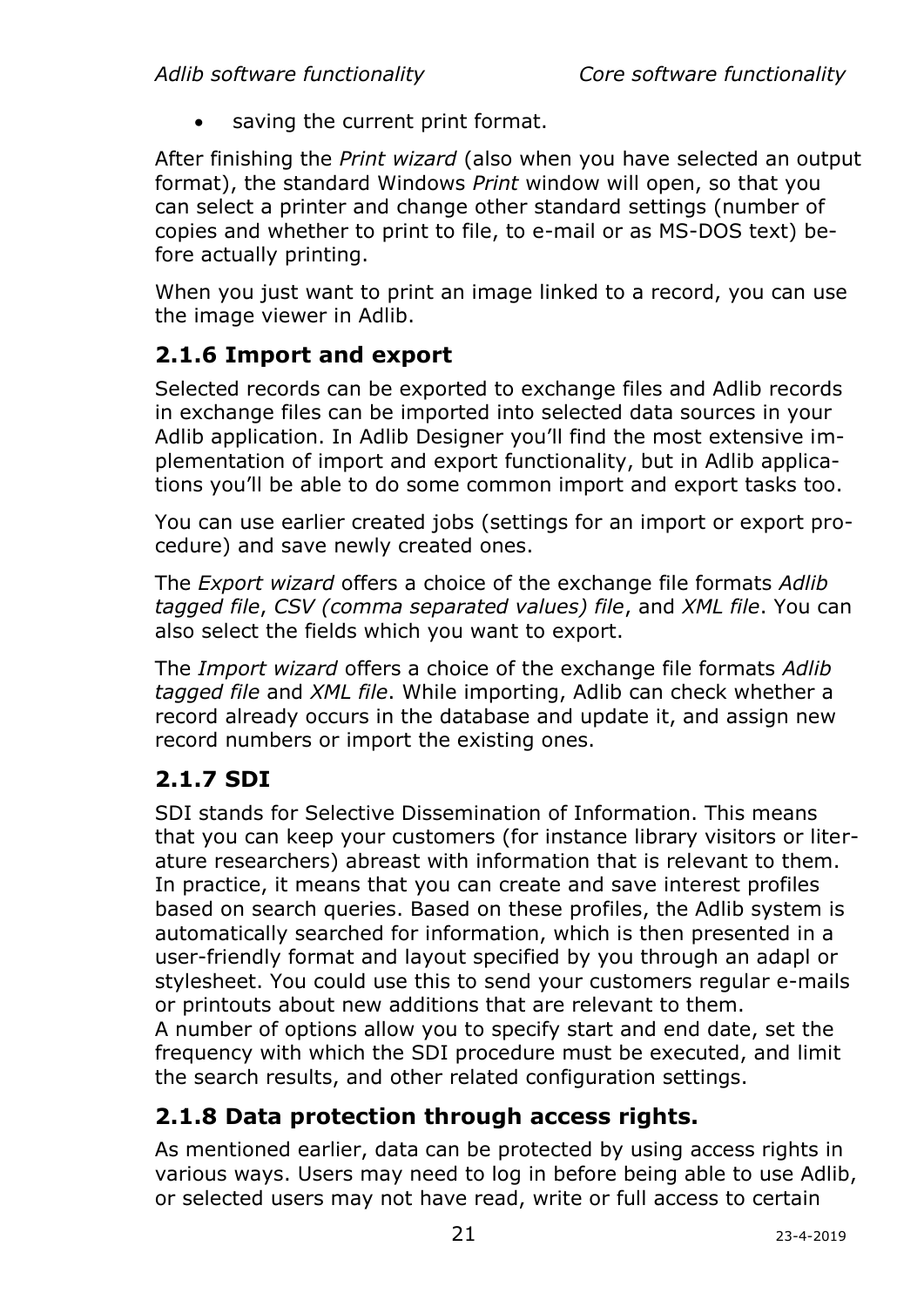- saving the current print format.

After finishing the *Print wizard* (also when you have selected an output format), the standard Windows *Print* window will open, so that you can select a printer and change other standard settings (number of copies and whether to print to file, to e-mail or as MS-DOS text) before actually printing.

When you just want to print an image linked to a record, you can use the image viewer in Adlib.

### 2.1.6 Import and export

Selected records can be exported to exchange files and Adlib records in exchange files can be imported into selected data sources in your Adlib application. In Adlib Designer you'll find the most extensive implementation of import and export functionality, but in Adlib applications you'll be able to do some common import and export tasks too.

You can use earlier created jobs (settings for an import or export procedure) and save newly created ones.

The *Export wizard* offers a choice of the exchange file formats *Adlib tagged file*, *CSV (comma separated values) file*, and *XML file*. You can also select the fields which you want to export.

The *Import wizard* offers a choice of the exchange file formats *Adlib tagged file* and *XML file*. While importing, Adlib can check whether a record already occurs in the database and update it, and assign new record numbers or import the existing ones.

### 2.1.7 SDI

SDI stands for Selective Dissemination of Information. This means that you can keep your customers (for instance library visitors or literature researchers) abreast with information that is relevant to them. In practice, it means that you can create and save interest profiles based on search queries. Based on these profiles, the Adlib system is automatically searched for information, which is then presented in a user-friendly format and layout specified by you through an adapl or stylesheet. You could use this to send your customers regular e-mails or printouts about new additions that are relevant to them.
A number of options allow you to specify start and end date, set the frequency with which the SDI procedure must be executed, and limit the search results, and other related configuration settings.

### 2.1.8 Data protection through access rights.

As mentioned earlier, data can be protected by using access rights in various ways. Users may need to log in before being able to use Adlib, or selected users may not have read, write or full access to certain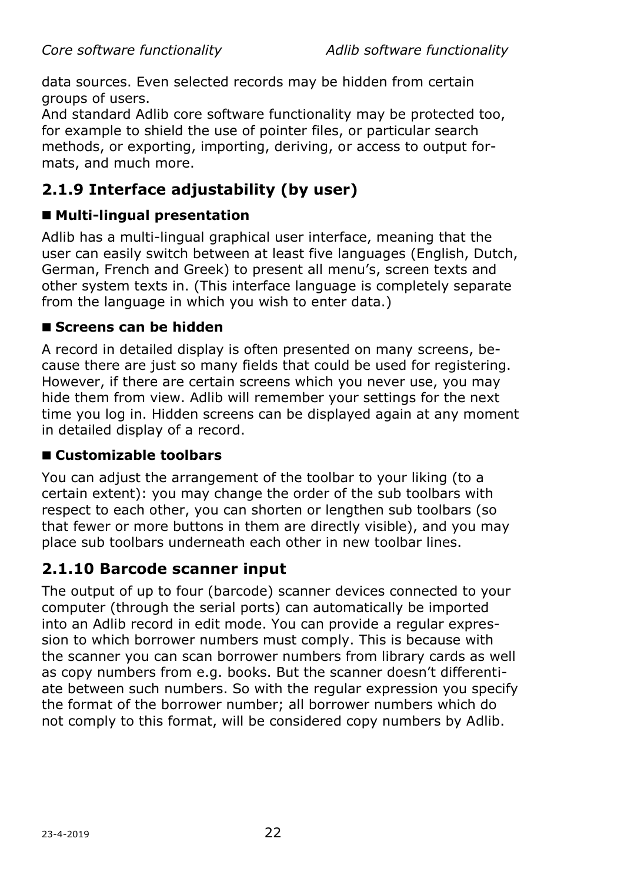data sources. Even selected records may be hidden from certain groups of users.
And standard Adlib core software functionality may be protected too, for example to shield the use of pointer files, or particular search methods, or exporting, importing, deriving, or access to output formats, and much more.

## 2.1.9 Interface adjustability (by user)

### ■ Multi-lingual presentation

Adlib has a multi-lingual graphical user interface, meaning that the user can easily switch between at least five languages (English, Dutch, German, French and Greek) to present all menu's, screen texts and other system texts in. (This interface language is completely separate from the language in which you wish to enter data.)

### ■ Screens can be hidden

A record in detailed display is often presented on many screens, because there are just so many fields that could be used for registering. However, if there are certain screens which you never use, you may hide them from view. Adlib will remember your settings for the next time you log in. Hidden screens can be displayed again at any moment in detailed display of a record.

### ■ Customizable toolbars

You can adjust the arrangement of the toolbar to your liking (to a certain extent): you may change the order of the sub toolbars with respect to each other, you can shorten or lengthen sub toolbars (so that fewer or more buttons in them are directly visible), and you may place sub toolbars underneath each other in new toolbar lines.

## 2.1.10 Barcode scanner input

The output of up to four (barcode) scanner devices connected to your computer (through the serial ports) can automatically be imported into an Adlib record in edit mode. You can provide a regular expression to which borrower numbers must comply. This is because with the scanner you can scan borrower numbers from library cards as well as copy numbers from e.g. books. But the scanner doesn't differentiate between such numbers. So with the regular expression you specify the format of the borrower number; all borrower numbers which do not comply to this format, will be considered copy numbers by Adlib.